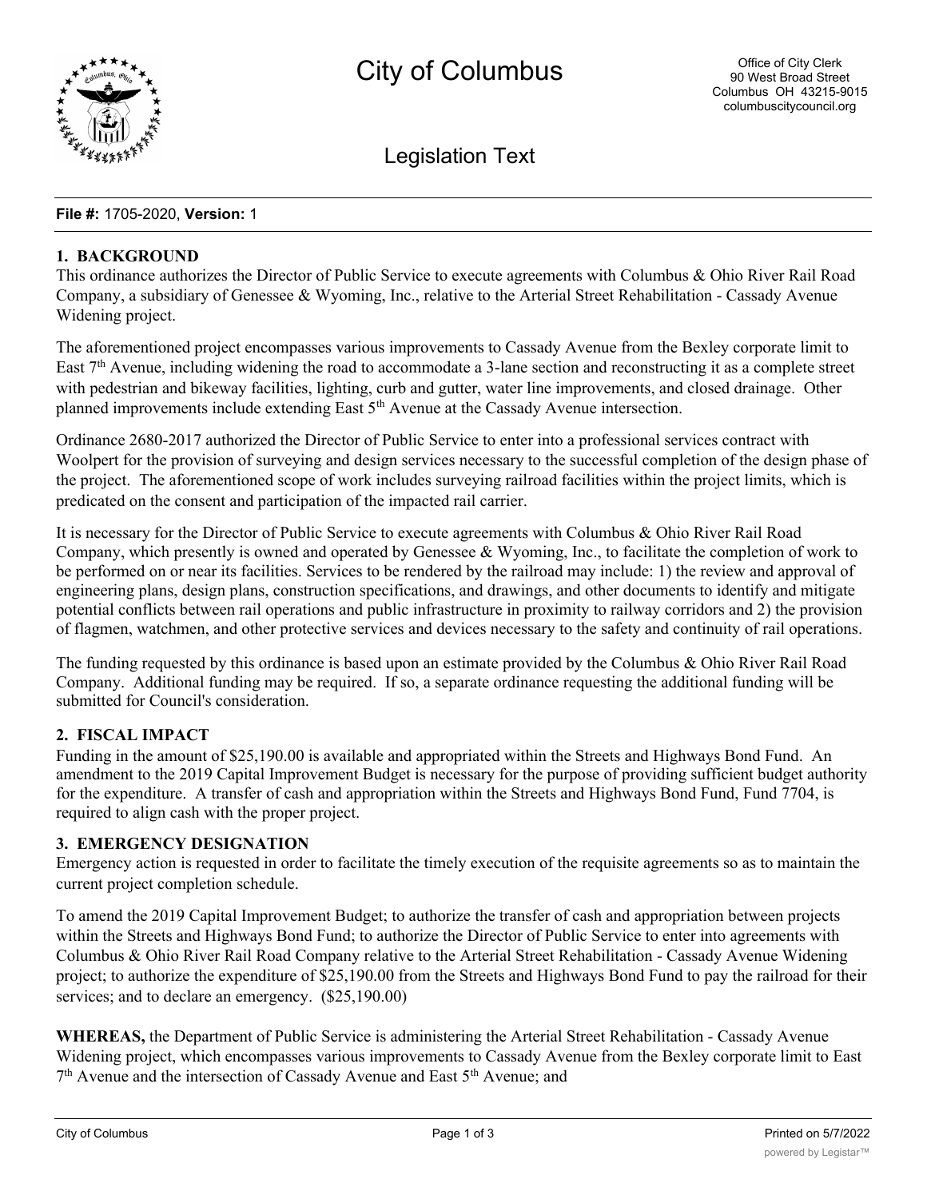# City of Columbus

Office of City Clerk
90 West Broad Street
Columbus OH 43215-9015
columbuscitycouncil.org

## Legislation Text

**File #:** 1705-2020, **Version:** 1

### 1. BACKGROUND

This ordinance authorizes the Director of Public Service to execute agreements with Columbus & Ohio River Rail Road Company, a subsidiary of Genessee & Wyoming, Inc., relative to the Arterial Street Rehabilitation - Cassady Avenue Widening project.

The aforementioned project encompasses various improvements to Cassady Avenue from the Bexley corporate limit to East 7th Avenue, including widening the road to accommodate a 3-lane section and reconstructing it as a complete street with pedestrian and bikeway facilities, lighting, curb and gutter, water line improvements, and closed drainage. Other planned improvements include extending East 5th Avenue at the Cassady Avenue intersection.

Ordinance 2680-2017 authorized the Director of Public Service to enter into a professional services contract with Woolpert for the provision of surveying and design services necessary to the successful completion of the design phase of the project. The aforementioned scope of work includes surveying railroad facilities within the project limits, which is predicated on the consent and participation of the impacted rail carrier.

It is necessary for the Director of Public Service to execute agreements with Columbus & Ohio River Rail Road Company, which presently is owned and operated by Genessee & Wyoming, Inc., to facilitate the completion of work to be performed on or near its facilities. Services to be rendered by the railroad may include: 1) the review and approval of engineering plans, design plans, construction specifications, and drawings, and other documents to identify and mitigate potential conflicts between rail operations and public infrastructure in proximity to railway corridors and 2) the provision of flagmen, watchmen, and other protective services and devices necessary to the safety and continuity of rail operations.

The funding requested by this ordinance is based upon an estimate provided by the Columbus & Ohio River Rail Road Company. Additional funding may be required. If so, a separate ordinance requesting the additional funding will be submitted for Council's consideration.

### 2. FISCAL IMPACT

Funding in the amount of $25,190.00 is available and appropriated within the Streets and Highways Bond Fund. An amendment to the 2019 Capital Improvement Budget is necessary for the purpose of providing sufficient budget authority for the expenditure. A transfer of cash and appropriation within the Streets and Highways Bond Fund, Fund 7704, is required to align cash with the proper project.

### 3. EMERGENCY DESIGNATION

Emergency action is requested in order to facilitate the timely execution of the requisite agreements so as to maintain the current project completion schedule.

To amend the 2019 Capital Improvement Budget; to authorize the transfer of cash and appropriation between projects within the Streets and Highways Bond Fund; to authorize the Director of Public Service to enter into agreements with Columbus & Ohio River Rail Road Company relative to the Arterial Street Rehabilitation - Cassady Avenue Widening project; to authorize the expenditure of $25,190.00 from the Streets and Highways Bond Fund to pay the railroad for their services; and to declare an emergency. ($25,190.00)

**WHEREAS,** the Department of Public Service is administering the Arterial Street Rehabilitation - Cassady Avenue Widening project, which encompasses various improvements to Cassady Avenue from the Bexley corporate limit to East 7th Avenue and the intersection of Cassady Avenue and East 5th Avenue; and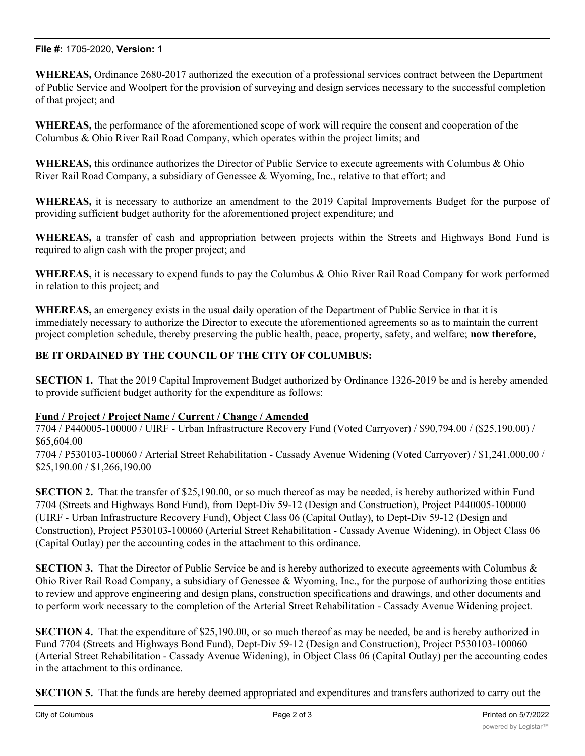**WHEREAS,** Ordinance 2680-2017 authorized the execution of a professional services contract between the Department of Public Service and Woolpert for the provision of surveying and design services necessary to the successful completion of that project; and

**WHEREAS,** the performance of the aforementioned scope of work will require the consent and cooperation of the Columbus & Ohio River Rail Road Company, which operates within the project limits; and

**WHEREAS,** this ordinance authorizes the Director of Public Service to execute agreements with Columbus & Ohio River Rail Road Company, a subsidiary of Genessee & Wyoming, Inc., relative to that effort; and

**WHEREAS,** it is necessary to authorize an amendment to the 2019 Capital Improvements Budget for the purpose of providing sufficient budget authority for the aforementioned project expenditure; and

**WHEREAS,** a transfer of cash and appropriation between projects within the Streets and Highways Bond Fund is required to align cash with the proper project; and

**WHEREAS,** it is necessary to expend funds to pay the Columbus & Ohio River Rail Road Company for work performed in relation to this project; and

**WHEREAS,** an emergency exists in the usual daily operation of the Department of Public Service in that it is immediately necessary to authorize the Director to execute the aforementioned agreements so as to maintain the current project completion schedule, thereby preserving the public health, peace, property, safety, and welfare; **now therefore,**

**BE IT ORDAINED BY THE COUNCIL OF THE CITY OF COLUMBUS:**

**SECTION 1.** That the 2019 Capital Improvement Budget authorized by Ordinance 1326-2019 be and is hereby amended to provide sufficient budget authority for the expenditure as follows:

**Fund / Project / Project Name / Current / Change / Amended**
7704 / P440005-100000 / UIRF - Urban Infrastructure Recovery Fund (Voted Carryover) / $90,794.00 / ($25,190.00) / $65,604.00
7704 / P530103-100060 / Arterial Street Rehabilitation - Cassady Avenue Widening (Voted Carryover) / $1,241,000.00 / $25,190.00 / $1,266,190.00

**SECTION 2.** That the transfer of $25,190.00, or so much thereof as may be needed, is hereby authorized within Fund 7704 (Streets and Highways Bond Fund), from Dept-Div 59-12 (Design and Construction), Project P440005-100000 (UIRF - Urban Infrastructure Recovery Fund), Object Class 06 (Capital Outlay), to Dept-Div 59-12 (Design and Construction), Project P530103-100060 (Arterial Street Rehabilitation - Cassady Avenue Widening), in Object Class 06 (Capital Outlay) per the accounting codes in the attachment to this ordinance.

**SECTION 3.** That the Director of Public Service be and is hereby authorized to execute agreements with Columbus & Ohio River Rail Road Company, a subsidiary of Genessee & Wyoming, Inc., for the purpose of authorizing those entities to review and approve engineering and design plans, construction specifications and drawings, and other documents and to perform work necessary to the completion of the Arterial Street Rehabilitation - Cassady Avenue Widening project.

**SECTION 4.** That the expenditure of $25,190.00, or so much thereof as may be needed, be and is hereby authorized in Fund 7704 (Streets and Highways Bond Fund), Dept-Div 59-12 (Design and Construction), Project P530103-100060 (Arterial Street Rehabilitation - Cassady Avenue Widening), in Object Class 06 (Capital Outlay) per the accounting codes in the attachment to this ordinance.

**SECTION 5.** That the funds are hereby deemed appropriated and expenditures and transfers authorized to carry out the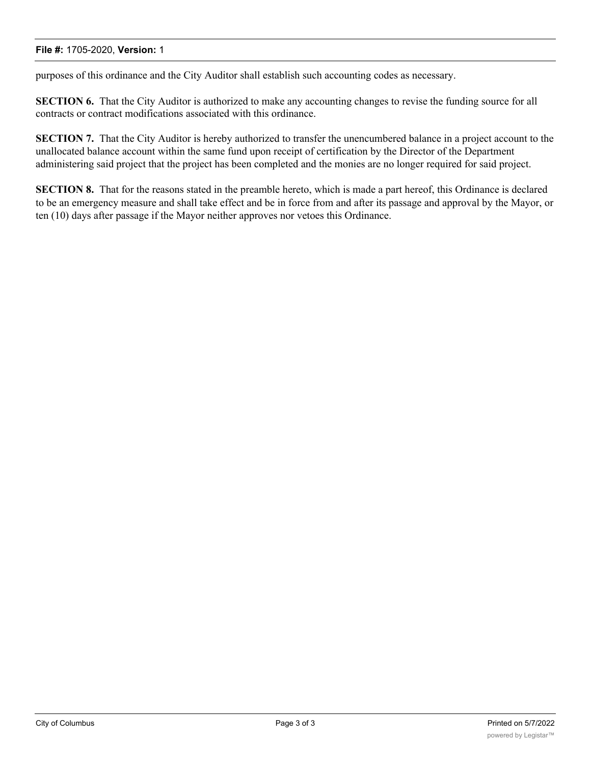purposes of this ordinance and the City Auditor shall establish such accounting codes as necessary.

**SECTION 6.** That the City Auditor is authorized to make any accounting changes to revise the funding source for all contracts or contract modifications associated with this ordinance.

**SECTION 7.** That the City Auditor is hereby authorized to transfer the unencumbered balance in a project account to the unallocated balance account within the same fund upon receipt of certification by the Director of the Department administering said project that the project has been completed and the monies are no longer required for said project.

**SECTION 8.** That for the reasons stated in the preamble hereto, which is made a part hereof, this Ordinance is declared to be an emergency measure and shall take effect and be in force from and after its passage and approval by the Mayor, or ten (10) days after passage if the Mayor neither approves nor vetoes this Ordinance.